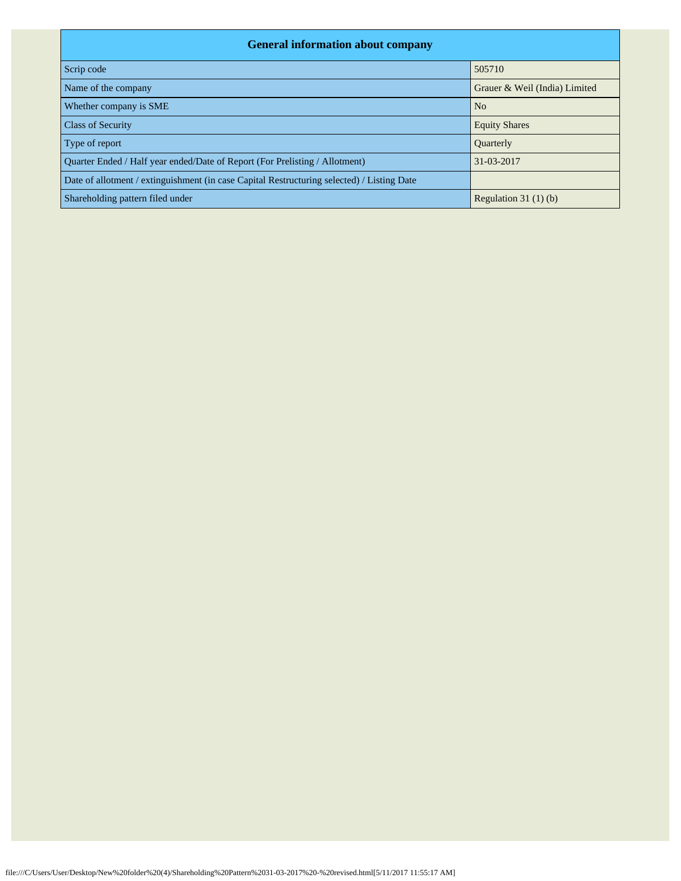| General information about company | |
|---|---|
| Scrip code | 505710 |
| Name of the company | Grauer & Weil (India) Limited |
| Whether company is SME | No |
| Class of Security | Equity Shares |
| Type of report | Quarterly |
| Quarter Ended / Half year ended/Date of Report (For Prelisting / Allotment) | 31-03-2017 |
| Date of allotment / extinguishment (in case Capital Restructuring selected) / Listing Date | |
| Shareholding pattern filed under | Regulation 31 (1) (b) |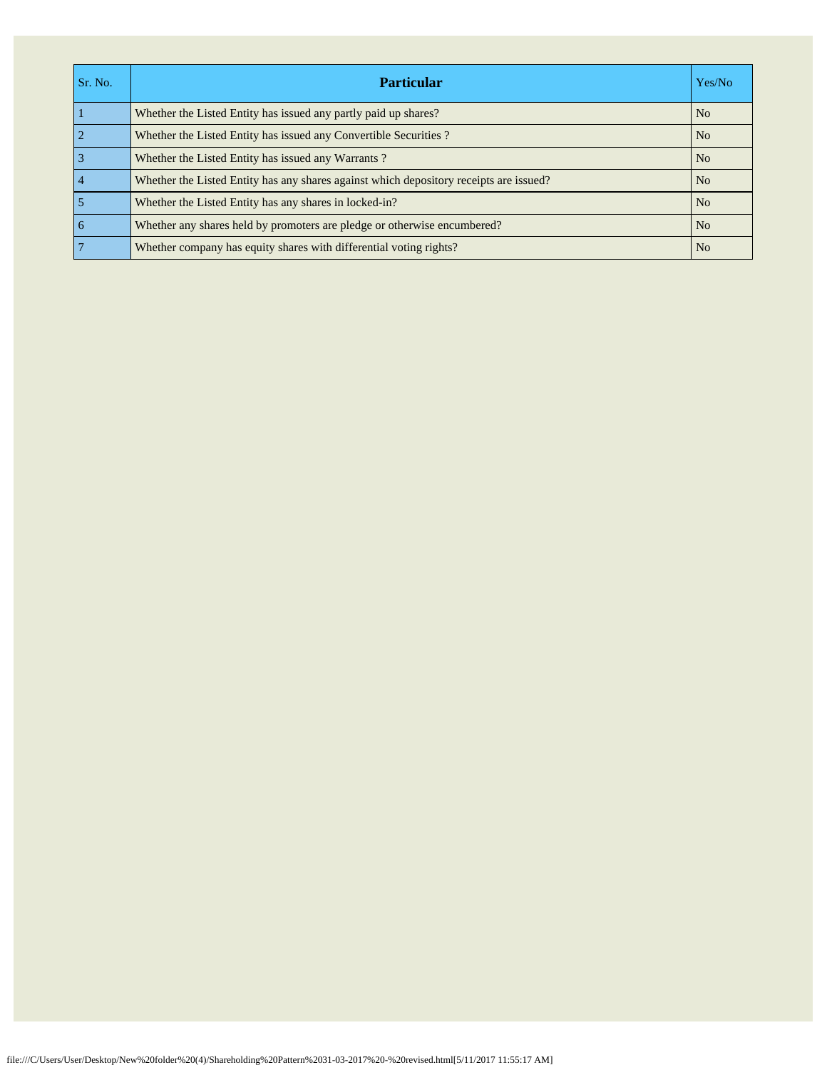| Sr. No. | Particular | Yes/No |
|---|---|---|
| 1 | Whether the Listed Entity has issued any partly paid up shares? | No |
| 2 | Whether the Listed Entity has issued any Convertible Securities ? | No |
| 3 | Whether the Listed Entity has issued any Warrants ? | No |
| 4 | Whether the Listed Entity has any shares against which depository receipts are issued? | No |
| 5 | Whether the Listed Entity has any shares in locked-in? | No |
| 6 | Whether any shares held by promoters are pledge or otherwise encumbered? | No |
| 7 | Whether company has equity shares with differential voting rights? | No |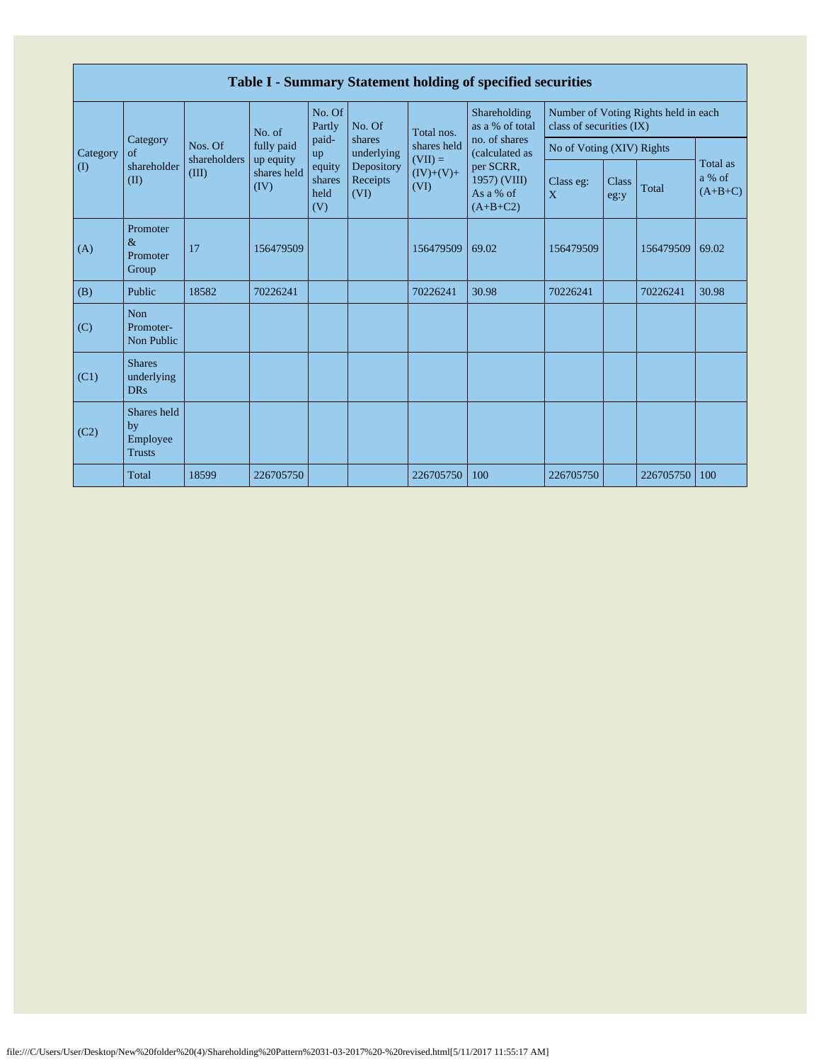## Table I - Summary Statement holding of specified securities

| Category (I) | Category of shareholder (II) | Nos. Of shareholders (III) | No. of fully paid up equity shares held (IV) | No. Of Partly paid-up equity shares held (V) | No. Of shares underlying Depository Receipts (VI) | Total nos. shares held (VII) = (IV)+(V)+ (VI) | Shareholding as a % of total no. of shares (calculated as per SCRR, 1957) (VIII) As a % of (A+B+C2) | Number of Voting Rights held in each class of securities (IX) | | | |
|---|---|---|---|---|---|---|---|---|---|---|---|
| | | | | | | | | No of Voting (XIV) Rights | | | Total as a % of (A+B+C) |
| | | | | | | | | Class eg: X | Class eg:y | Total | |
| (A) | Promoter & Promoter Group | 17 | 156479509 | | | 156479509 | 69.02 | 156479509 | | 156479509 | 69.02 |
| (B) | Public | 18582 | 70226241 | | | 70226241 | 30.98 | 70226241 | | 70226241 | 30.98 |
| (C) | Non Promoter-Non Public | | | | | | | | | | |
| (C1) | Shares underlying DRs | | | | | | | | | | |
| (C2) | Shares held by Employee Trusts | | | | | | | | | | |
| | Total | 18599 | 226705750 | | | 226705750 | 100 | 226705750 | | 226705750 | 100 |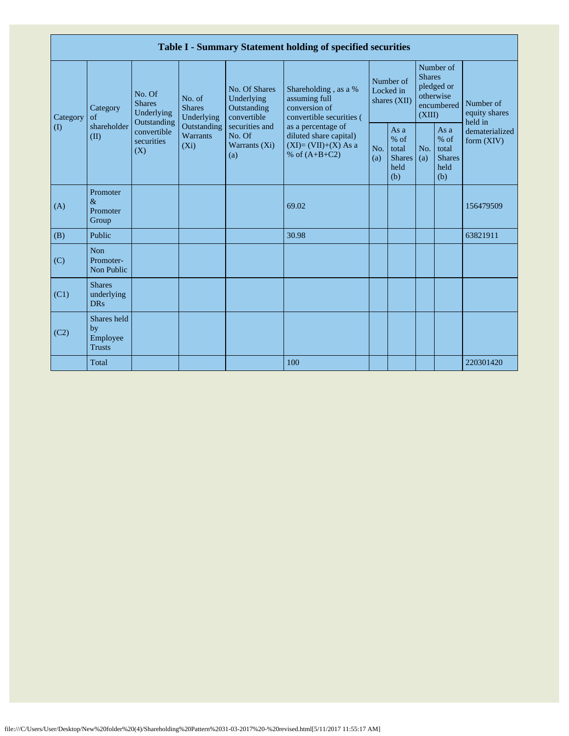| Table I - Summary Statement holding of specified securities | | | | | | | | | | |
|---|---|---|---|---|---|---|---|---|---|---|
| Category (I) | Category of shareholder (II) | No. Of Shares Underlying Outstanding convertible securities (X) | No. of Shares Underlying Outstanding Warrants (Xi) | No. Of Shares Underlying Outstanding convertible securities and No. Of Warrants (Xi) (a) | Shareholding , as a % assuming full conversion of convertible securities ( as a percentage of diluted share capital) (XI)= (VII)+(X) As a % of (A+B+C2) | Number of Locked in shares (XII) | | Number of Shares pledged or otherwise encumbered (XIII) | | Number of equity shares held in dematerialized form (XIV) |
| | | | | | | No. (a) | As a % of total Shares held (b) | No. (a) | As a % of total Shares held (b) | |
| (A) | Promoter & Promoter Group | | | | 69.02 | | | | | 156479509 |
| (B) | Public | | | | 30.98 | | | | | 63821911 |
| (C) | Non Promoter- Non Public | | | | | | | | | |
| (C1) | Shares underlying DRs | | | | | | | | | |
| (C2) | Shares held by Employee Trusts | | | | | | | | | |
| | Total | | | | 100 | | | | | 220301420 |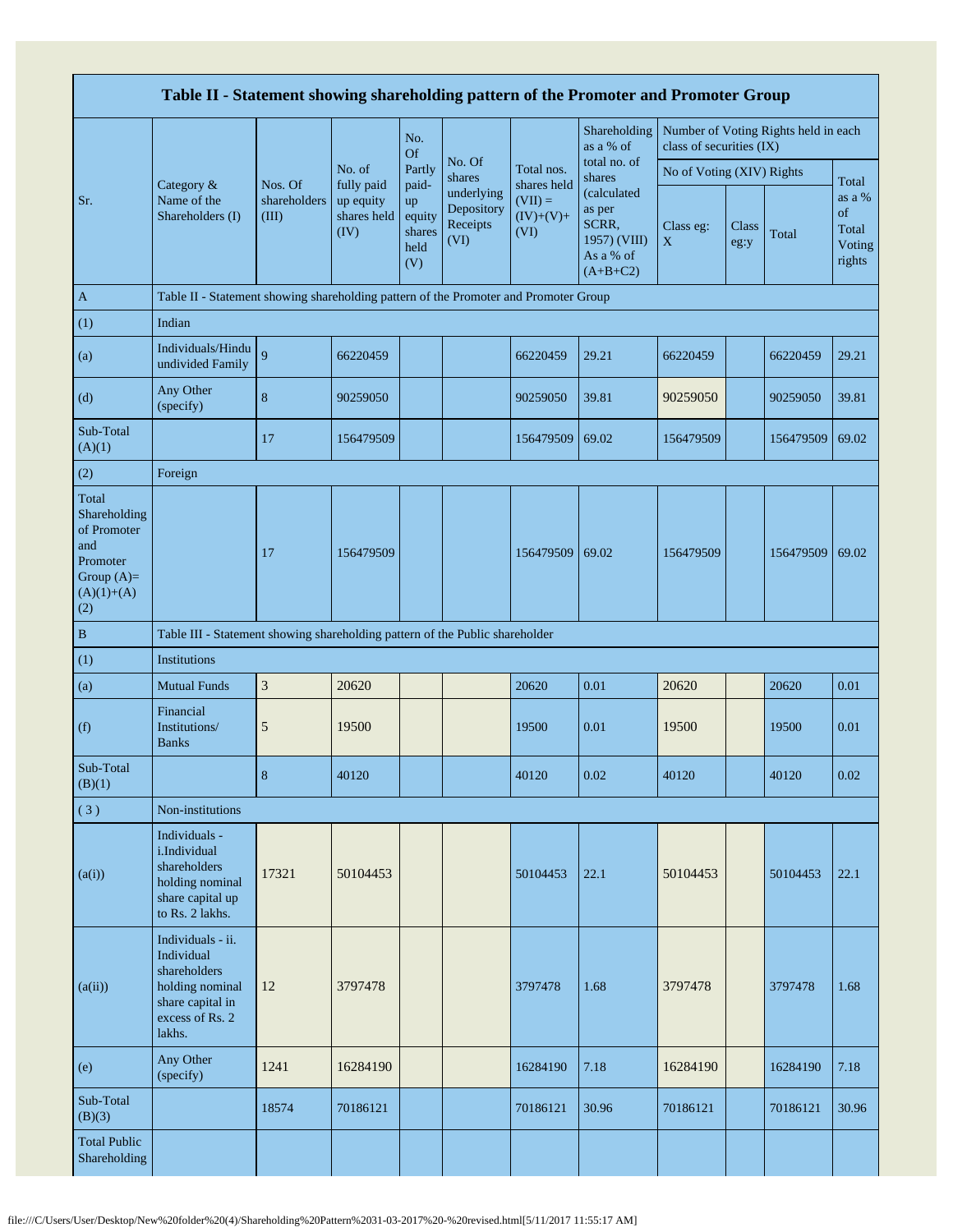| Table II - Statement showing shareholding pattern of the Promoter and Promoter Group | | | | | | | | | | | |
|---|---|---|---|---|---|---|---|---|---|---|---|
| Sr. | Category & Name of the Shareholders (I) | Nos. Of shareholders (III) | No. of fully paid up equity shares held (IV) | No. Of Partly paid-up equity shares held (V) | No. Of shares underlying Depository Receipts (VI) | Total nos. shares held (VII) = (IV)+(V)+ (VI) | Shareholding as a % of total no. of shares (calculated as per SCRR, 1957) (VIII) As a % of (A+B+C2) | Number of Voting Rights held in each class of securities (IX) | | | |
| | | | | | | | | No of Voting (XIV) Rights | | | Total as a % of Total Voting rights |
| | | | | | | | | Class eg: X | Class eg:y | Total | |
| A | Table II - Statement showing shareholding pattern of the Promoter and Promoter Group | | | | | | | | | | |
| (1) | Indian | | | | | | | | | | |
| (a) | Individuals/Hindu undivided Family | 9 | 66220459 | | | 66220459 | 29.21 | 66220459 | | 66220459 | 29.21 |
| (d) | Any Other (specify) | 8 | 90259050 | | | 90259050 | 39.81 | 90259050 | | 90259050 | 39.81 |
| Sub-Total (A)(1) | | 17 | 156479509 | | | 156479509 | 69.02 | 156479509 | | 156479509 | 69.02 |
| (2) | Foreign | | | | | | | | | | |
| Total Shareholding of Promoter and Promoter Group (A)=(A)(1)+(A)(2) | | 17 | 156479509 | | | 156479509 | 69.02 | 156479509 | | 156479509 | 69.02 |
| B | Table III - Statement showing shareholding pattern of the Public shareholder | | | | | | | | | | |
| (1) | Institutions | | | | | | | | | | |
| (a) | Mutual Funds | 3 | 20620 | | | 20620 | 0.01 | 20620 | | 20620 | 0.01 |
| (f) | Financial Institutions/ Banks | 5 | 19500 | | | 19500 | 0.01 | 19500 | | 19500 | 0.01 |
| Sub-Total (B)(1) | | 8 | 40120 | | | 40120 | 0.02 | 40120 | | 40120 | 0.02 |
| (3) | Non-institutions | | | | | | | | | | |
| (a(i)) | Individuals - i.Individual shareholders holding nominal share capital up to Rs. 2 lakhs. | 17321 | 50104453 | | | 50104453 | 22.1 | 50104453 | | 50104453 | 22.1 |
| (a(ii)) | Individuals - ii. Individual shareholders holding nominal share capital in excess of Rs. 2 lakhs. | 12 | 3797478 | | | 3797478 | 1.68 | 3797478 | | 3797478 | 1.68 |
| (e) | Any Other (specify) | 1241 | 16284190 | | | 16284190 | 7.18 | 16284190 | | 16284190 | 7.18 |
| Sub-Total (B)(3) | | 18574 | 70186121 | | | 70186121 | 30.96 | 70186121 | | 70186121 | 30.96 |
| Total Public Shareholding | | | | | | | | | | | |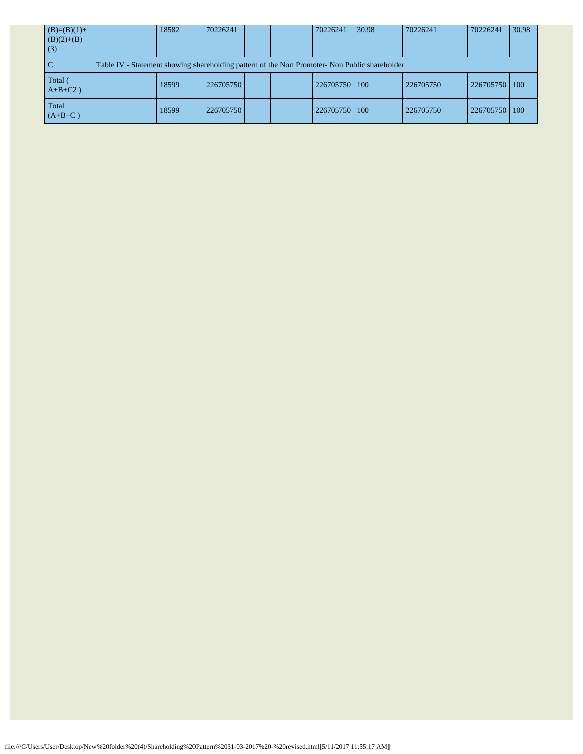| | | | | | | | | | | | |
|---|---|---|---|---|---|---|---|---|---|---|---|
| (B)=(B)(1)+(B)(2)+(B)(3) | | 18582 | 70226241 | | | 70226241 | 30.98 | 70226241 | | 70226241 | 30.98 |
| C | Table IV - Statement showing shareholding pattern of the Non Promoter- Non Public shareholder | | | | | | | | | | |
| Total ( A+B+C2 ) | | 18599 | 226705750 | | | 226705750 | 100 | 226705750 | | 226705750 | 100 |
| Total (A+B+C ) | | 18599 | 226705750 | | | 226705750 | 100 | 226705750 | | 226705750 | 100 |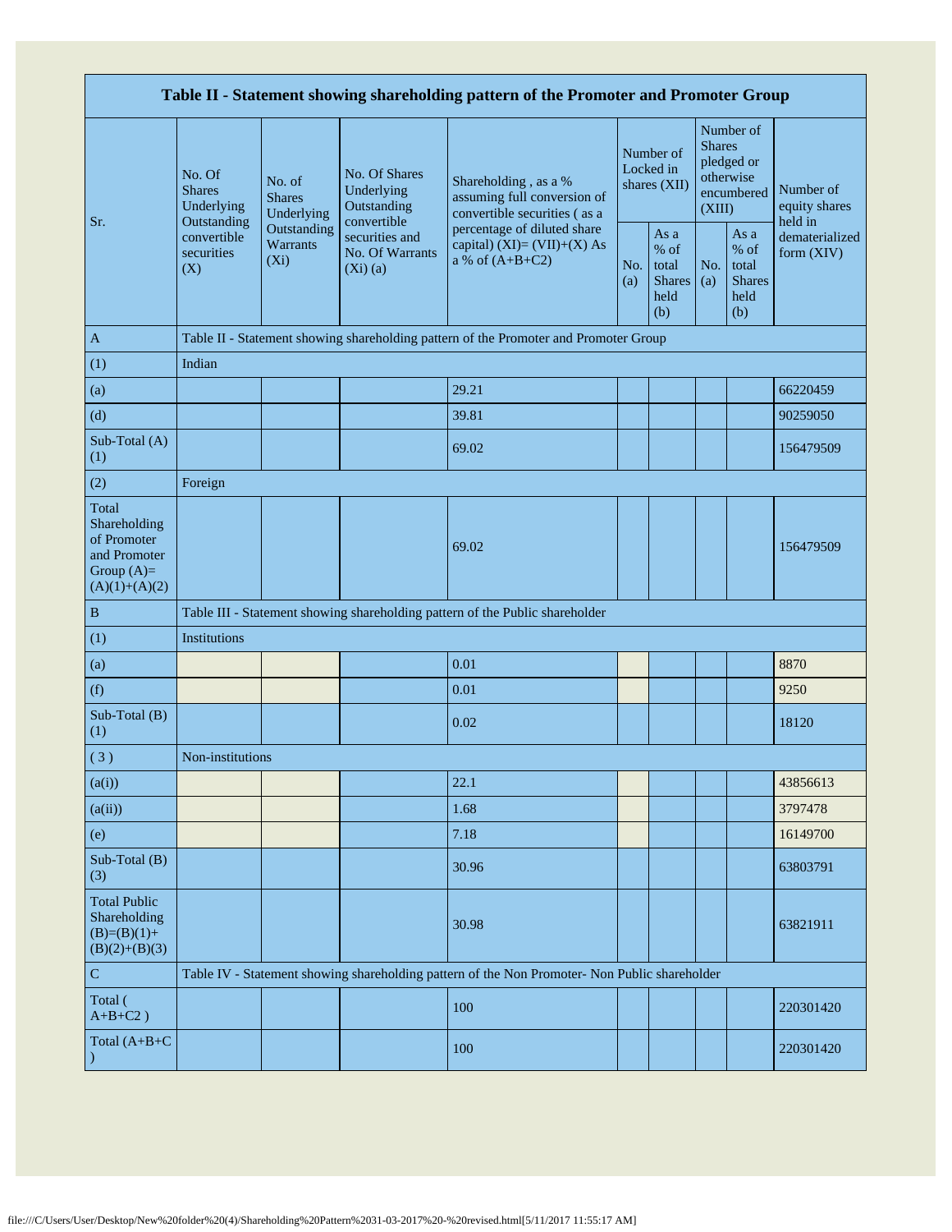| Table II - Statement showing shareholding pattern of the Promoter and Promoter Group | | | | | | | | | |
|---|---|---|---|---|---|---|---|---|---|
| Sr. | No. Of Shares Underlying Outstanding convertible securities (X) | No. of Shares Underlying Outstanding Warrants (Xi) | No. Of Shares Underlying Outstanding convertible securities and No. Of Warrants (Xi) (a) | Shareholding , as a % assuming full conversion of convertible securities ( as a percentage of diluted share capital) (XI)= (VII)+(X) As a % of (A+B+C2) | Number of Locked in shares (XII) | | Number of Shares pledged or otherwise encumbered (XIII) | | Number of equity shares held in dematerialized form (XIV) |
| | | | | | No. (a) | As a % of total Shares held (b) | No. (a) | As a % of total Shares held (b) | |
| A | Table II - Statement showing shareholding pattern of the Promoter and Promoter Group | | | | | | | | |
| (1) | Indian | | | | | | | | |
| (a) | | | | 29.21 | | | | | 66220459 |
| (d) | | | | 39.81 | | | | | 90259050 |
| Sub-Total (A) (1) | | | | 69.02 | | | | | 156479509 |
| (2) | Foreign | | | | | | | | |
| Total Shareholding of Promoter and Promoter Group (A)=(A)(1)+(A)(2) | | | | 69.02 | | | | | 156479509 |
| B | Table III - Statement showing shareholding pattern of the Public shareholder | | | | | | | | |
| (1) | Institutions | | | | | | | | |
| (a) | | | | 0.01 | | | | | 8870 |
| (f) | | | | 0.01 | | | | | 9250 |
| Sub-Total (B) (1) | | | | 0.02 | | | | | 18120 |
| ( 3 ) | Non-institutions | | | | | | | | |
| (a(i)) | | | | 22.1 | | | | | 43856613 |
| (a(ii)) | | | | 1.68 | | | | | 3797478 |
| (e) | | | | 7.18 | | | | | 16149700 |
| Sub-Total (B) (3) | | | | 30.96 | | | | | 63803791 |
| Total Public Shareholding (B)=(B)(1)+(B)(2)+(B)(3) | | | | 30.98 | | | | | 63821911 |
| C | Table IV - Statement showing shareholding pattern of the Non Promoter- Non Public shareholder | | | | | | | | |
| Total ( A+B+C2 ) | | | | 100 | | | | | 220301420 |
| Total (A+B+C ) | | | | 100 | | | | | 220301420 |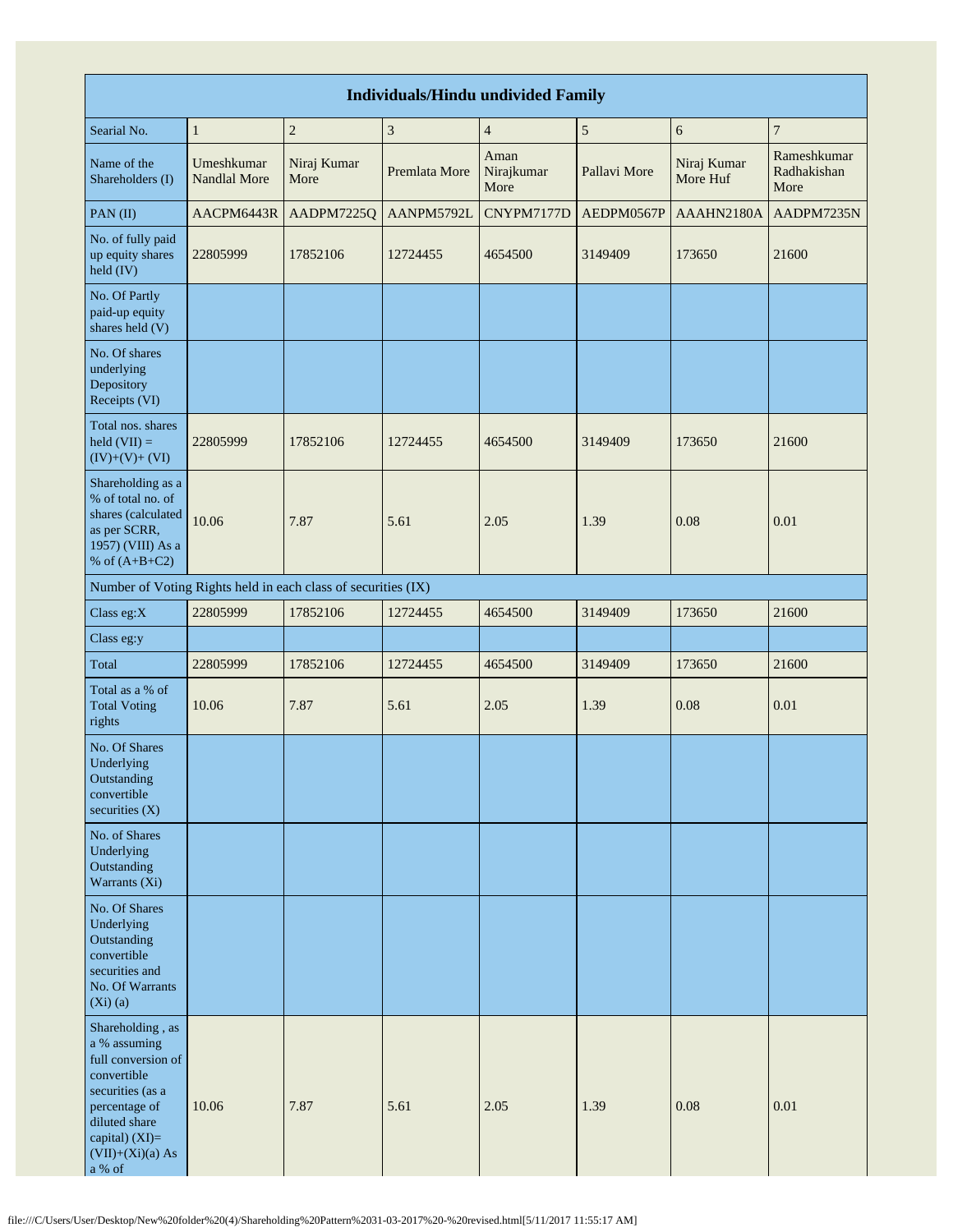| Individuals/Hindu undivided Family | | | | | | | |
|---|---|---|---|---|---|---|---|
| Searial No. | 1 | 2 | 3 | 4 | 5 | 6 | 7 |
| Name of the Shareholders (I) | Umeshkumar Nandlal More | Niraj Kumar More | Premlata More | Aman Nirajkumar More | Pallavi More | Niraj Kumar More Huf | Rameshkumar Radhakishan More |
| PAN (II) | AACPM6443R | AADPM7225Q | AANPM5792L | CNYPM7177D | AEDPM0567P | AAAHN2180A | AADPM7235N |
| No. of fully paid up equity shares held (IV) | 22805999 | 17852106 | 12724455 | 4654500 | 3149409 | 173650 | 21600 |
| No. Of Partly paid-up equity shares held (V) | | | | | | | |
| No. Of shares underlying Depository Receipts (VI) | | | | | | | |
| Total nos. shares held (VII) = (IV)+(V)+ (VI) | 22805999 | 17852106 | 12724455 | 4654500 | 3149409 | 173650 | 21600 |
| Shareholding as a % of total no. of shares (calculated as per SCRR, 1957) (VIII) As a % of (A+B+C2) | 10.06 | 7.87 | 5.61 | 2.05 | 1.39 | 0.08 | 0.01 |
| Number of Voting Rights held in each class of securities (IX) | | | | | | | |
| Class eg:X | 22805999 | 17852106 | 12724455 | 4654500 | 3149409 | 173650 | 21600 |
| Class eg:y | | | | | | | |
| Total | 22805999 | 17852106 | 12724455 | 4654500 | 3149409 | 173650 | 21600 |
| Total as a % of Total Voting rights | 10.06 | 7.87 | 5.61 | 2.05 | 1.39 | 0.08 | 0.01 |
| No. Of Shares Underlying Outstanding convertible securities (X) | | | | | | | |
| No. of Shares Underlying Outstanding Warrants (Xi) | | | | | | | |
| No. Of Shares Underlying Outstanding convertible securities and No. Of Warrants (Xi) (a) | | | | | | | |
| Shareholding , as a % assuming full conversion of convertible securities (as a percentage of diluted share capital) (XI)= (VII)+(Xi)(a) As a % of | 10.06 | 7.87 | 5.61 | 2.05 | 1.39 | 0.08 | 0.01 |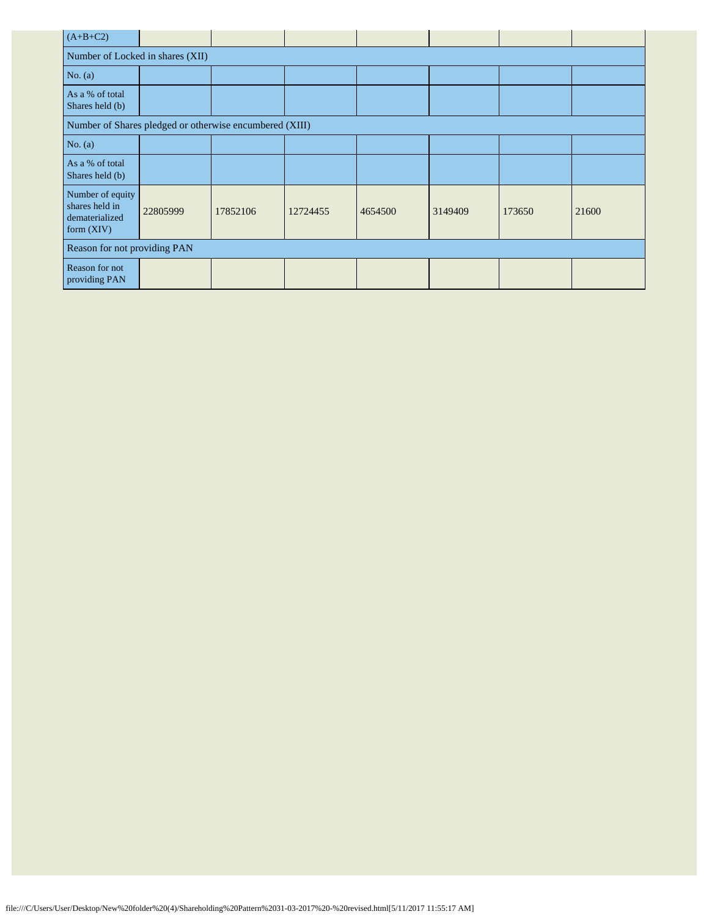| (A+B+C2) | | | | | | | |
|---|---|---|---|---|---|---|---|
| Number of Locked in shares (XII) | | | | | | | |
| No. (a) | | | | | | | |
| As a % of total Shares held (b) | | | | | | | |
| Number of Shares pledged or otherwise encumbered (XIII) | | | | | | | |
| No. (a) | | | | | | | |
| As a % of total Shares held (b) | | | | | | | |
| Number of equity shares held in dematerialized form (XIV) | 22805999 | 17852106 | 12724455 | 4654500 | 3149409 | 173650 | 21600 |
| Reason for not providing PAN | | | | | | | |
| Reason for not providing PAN | | | | | | | |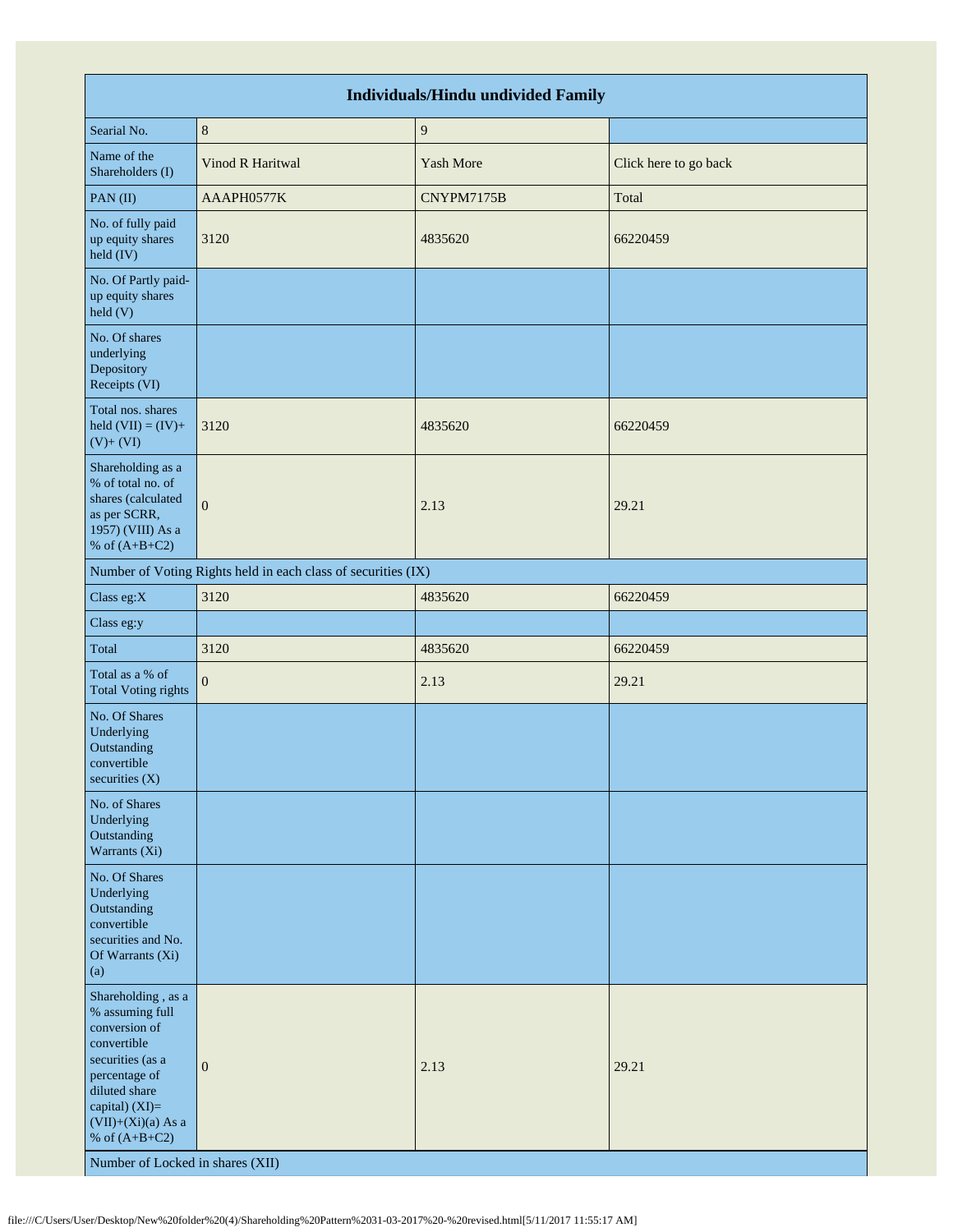| Individuals/Hindu undivided Family | | | |
|---|---|---|---|
| Searial No. | 8 | 9 | |
| Name of the Shareholders (I) | Vinod R Haritwal | Yash More | Click here to go back |
| PAN (II) | AAAPH0577K | CNYPM7175B | Total |
| No. of fully paid up equity shares held (IV) | 3120 | 4835620 | 66220459 |
| No. Of Partly paid-up equity shares held (V) | | | |
| No. Of shares underlying Depository Receipts (VI) | | | |
| Total nos. shares held (VII) = (IV)+ (V)+ (VI) | 3120 | 4835620 | 66220459 |
| Shareholding as a % of total no. of shares (calculated as per SCRR, 1957) (VIII) As a % of (A+B+C2) | 0 | 2.13 | 29.21 |
| Number of Voting Rights held in each class of securities (IX) | | | |
| Class eg:X | 3120 | 4835620 | 66220459 |
| Class eg:y | | | |
| Total | 3120 | 4835620 | 66220459 |
| Total as a % of Total Voting rights | 0 | 2.13 | 29.21 |
| No. Of Shares Underlying Outstanding convertible securities (X) | | | |
| No. of Shares Underlying Outstanding Warrants (Xi) | | | |
| No. Of Shares Underlying Outstanding convertible securities and No. Of Warrants (Xi) (a) | | | |
| Shareholding , as a % assuming full conversion of convertible securities (as a percentage of diluted share capital) (XI)= (VII)+(Xi)(a) As a % of (A+B+C2) | 0 | 2.13 | 29.21 |
| Number of Locked in shares (XII) | | | |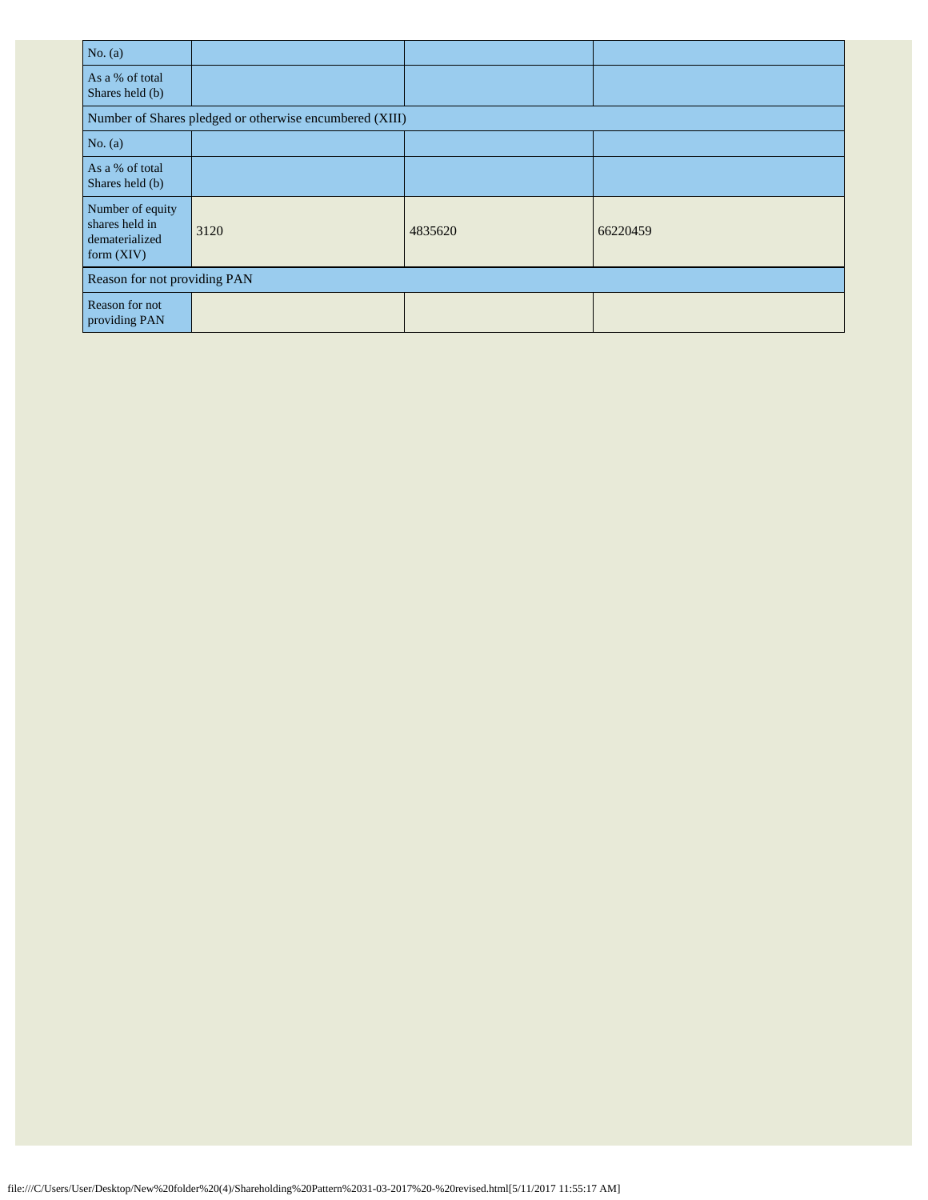| No. (a) | | | |
|---|---|---|---|
| As a % of total Shares held (b) | | | |
| Number of Shares pledged or otherwise encumbered (XIII) | | | |
| No. (a) | | | |
| As a % of total Shares held (b) | | | |
| Number of equity shares held in dematerialized form (XIV) | 3120 | 4835620 | 66220459 |
| Reason for not providing PAN | | | |
| Reason for not providing PAN | | | |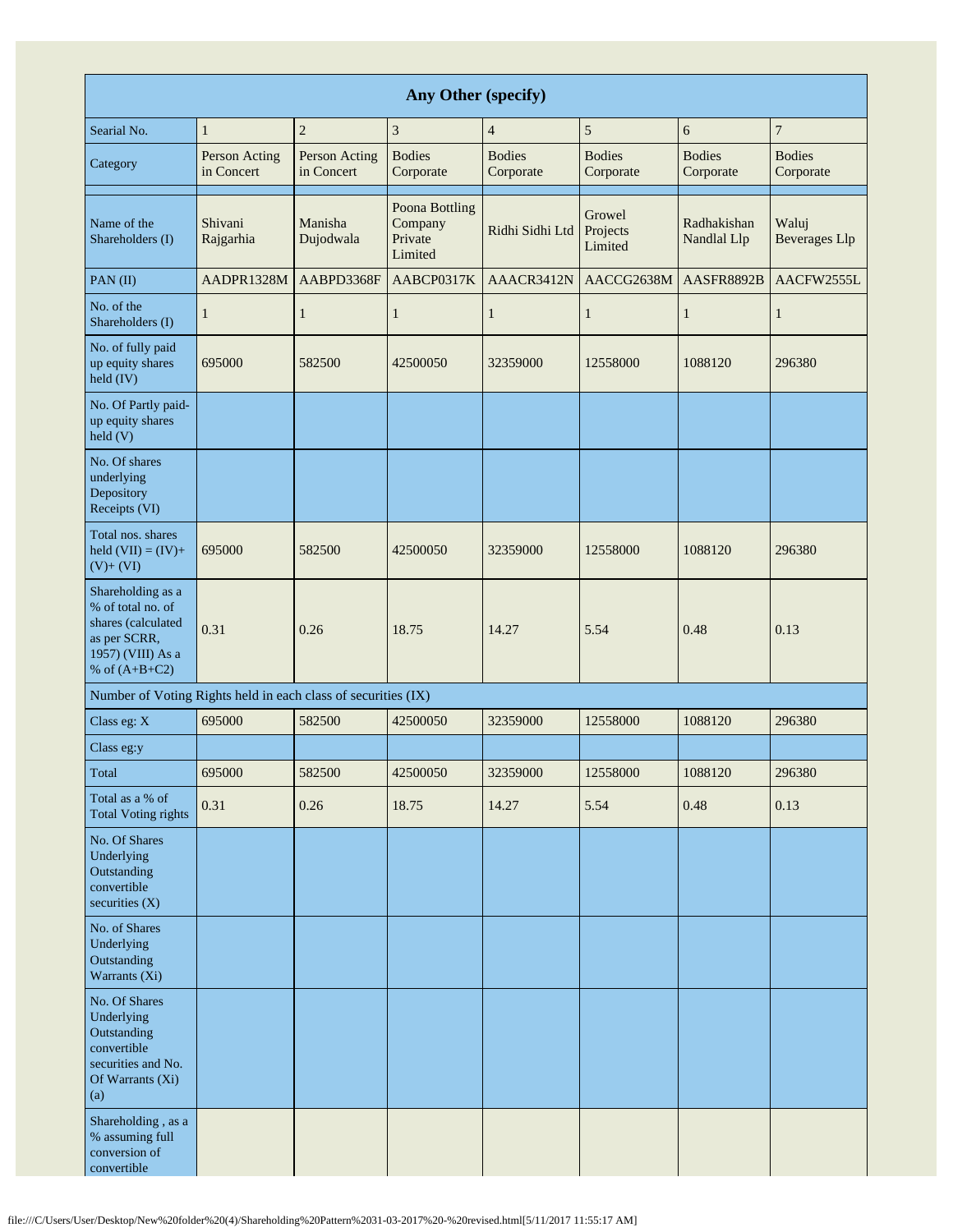| Any Other (specify) | | | | | | | |
|---|---|---|---|---|---|---|---|
| Searial No. | 1 | 2 | 3 | 4 | 5 | 6 | 7 |
| Category | Person Acting in Concert | Person Acting in Concert | Bodies Corporate | Bodies Corporate | Bodies Corporate | Bodies Corporate | Bodies Corporate |
| Name of the Shareholders (I) | Shivani Rajgarhia | Manisha Dujodwala | Poona Bottling Company Private Limited | Ridhi Sidhi Ltd | Growel Projects Limited | Radhakishan Nandlal Llp | Waluj Beverages Llp |
| PAN (II) | AADPR1328M | AABPD3368F | AABCP0317K | AAACR3412N | AACCG2638M | AASFR8892B | AACFW2555L |
| No. of the Shareholders (I) | 1 | 1 | 1 | 1 | 1 | 1 | 1 |
| No. of fully paid up equity shares held (IV) | 695000 | 582500 | 42500050 | 32359000 | 12558000 | 1088120 | 296380 |
| No. Of Partly paid-up equity shares held (V) | | | | | | | |
| No. Of shares underlying Depository Receipts (VI) | | | | | | | |
| Total nos. shares held (VII) = (IV)+ (V)+ (VI) | 695000 | 582500 | 42500050 | 32359000 | 12558000 | 1088120 | 296380 |
| Shareholding as a % of total no. of shares (calculated as per SCRR, 1957) (VIII) As a % of (A+B+C2) | 0.31 | 0.26 | 18.75 | 14.27 | 5.54 | 0.48 | 0.13 |
| Number of Voting Rights held in each class of securities (IX) | | | | | | | |
| Class eg: X | 695000 | 582500 | 42500050 | 32359000 | 12558000 | 1088120 | 296380 |
| Class eg:y | | | | | | | |
| Total | 695000 | 582500 | 42500050 | 32359000 | 12558000 | 1088120 | 296380 |
| Total as a % of Total Voting rights | 0.31 | 0.26 | 18.75 | 14.27 | 5.54 | 0.48 | 0.13 |
| No. Of Shares Underlying Outstanding convertible securities (X) | | | | | | | |
| No. of Shares Underlying Outstanding Warrants (Xi) | | | | | | | |
| No. Of Shares Underlying Outstanding convertible securities and No. Of Warrants (Xi) (a) | | | | | | | |
| Shareholding , as a % assuming full conversion of convertible | | | | | | | |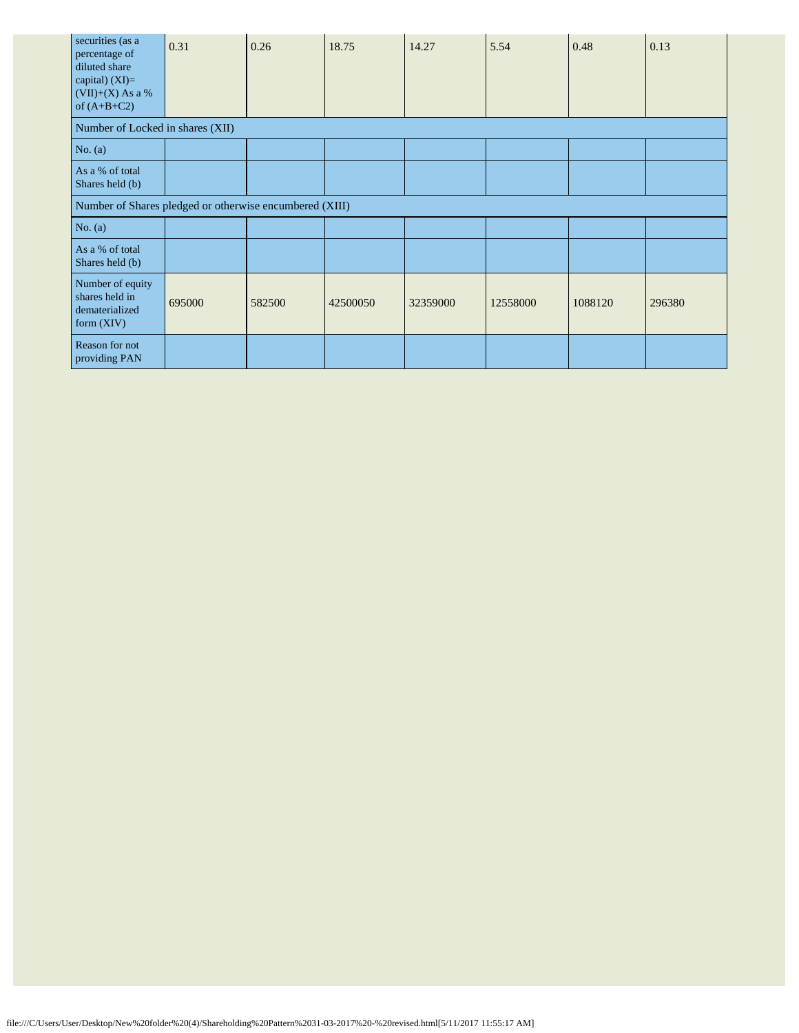| securities (as a percentage of diluted share capital) (XI)= (VII)+(X) As a % of (A+B+C2) | 0.31 | 0.26 | 18.75 | 14.27 | 5.54 | 0.48 | 0.13 |
|---|---|---|---|---|---|---|---|
| Number of Locked in shares (XII) | | | | | | | |
| No. (a) | | | | | | | |
| As a % of total Shares held (b) | | | | | | | |
| Number of Shares pledged or otherwise encumbered (XIII) | | | | | | | |
| No. (a) | | | | | | | |
| As a % of total Shares held (b) | | | | | | | |
| Number of equity shares held in dematerialized form (XIV) | 695000 | 582500 | 42500050 | 32359000 | 12558000 | 1088120 | 296380 |
| Reason for not providing PAN | | | | | | | |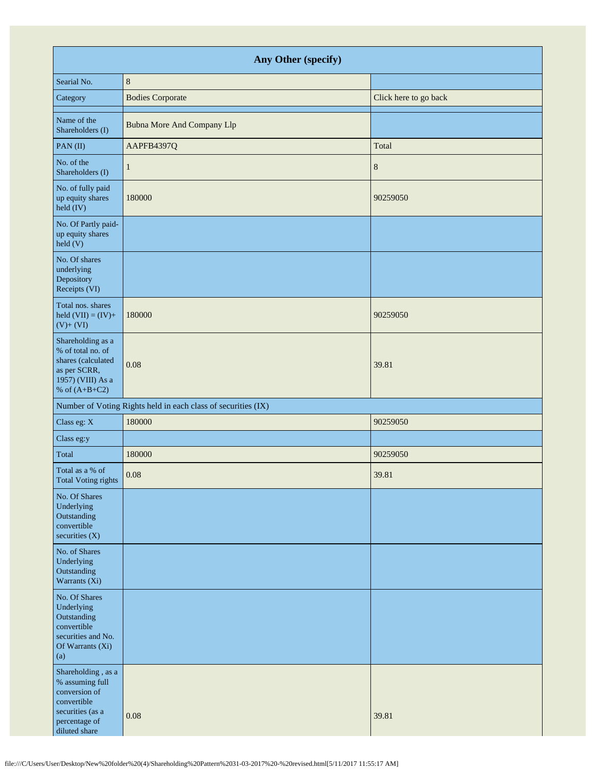| Any Other (specify) | | |
|---|---|---|
| Searial No. | 8 | |
| Category | Bodies Corporate | Click here to go back |
| Name of the Shareholders (I) | Bubna More And Company Llp | |
| PAN (II) | AAPFB4397Q | Total |
| No. of the Shareholders (I) | 1 | 8 |
| No. of fully paid up equity shares held (IV) | 180000 | 90259050 |
| No. Of Partly paid-up equity shares held (V) | | |
| No. Of shares underlying Depository Receipts (VI) | | |
| Total nos. shares held (VII) = (IV)+ (V)+ (VI) | 180000 | 90259050 |
| Shareholding as a % of total no. of shares (calculated as per SCRR, 1957) (VIII) As a % of (A+B+C2) | 0.08 | 39.81 |
| Number of Voting Rights held in each class of securities (IX) | | |
| Class eg: X | 180000 | 90259050 |
| Class eg:y | | |
| Total | 180000 | 90259050 |
| Total as a % of Total Voting rights | 0.08 | 39.81 |
| No. Of Shares Underlying Outstanding convertible securities (X) | | |
| No. of Shares Underlying Outstanding Warrants (Xi) | | |
| No. Of Shares Underlying Outstanding convertible securities and No. Of Warrants (Xi) (a) | | |
| Shareholding , as a % assuming full conversion of convertible securities (as a percentage of diluted share | 0.08 | 39.81 |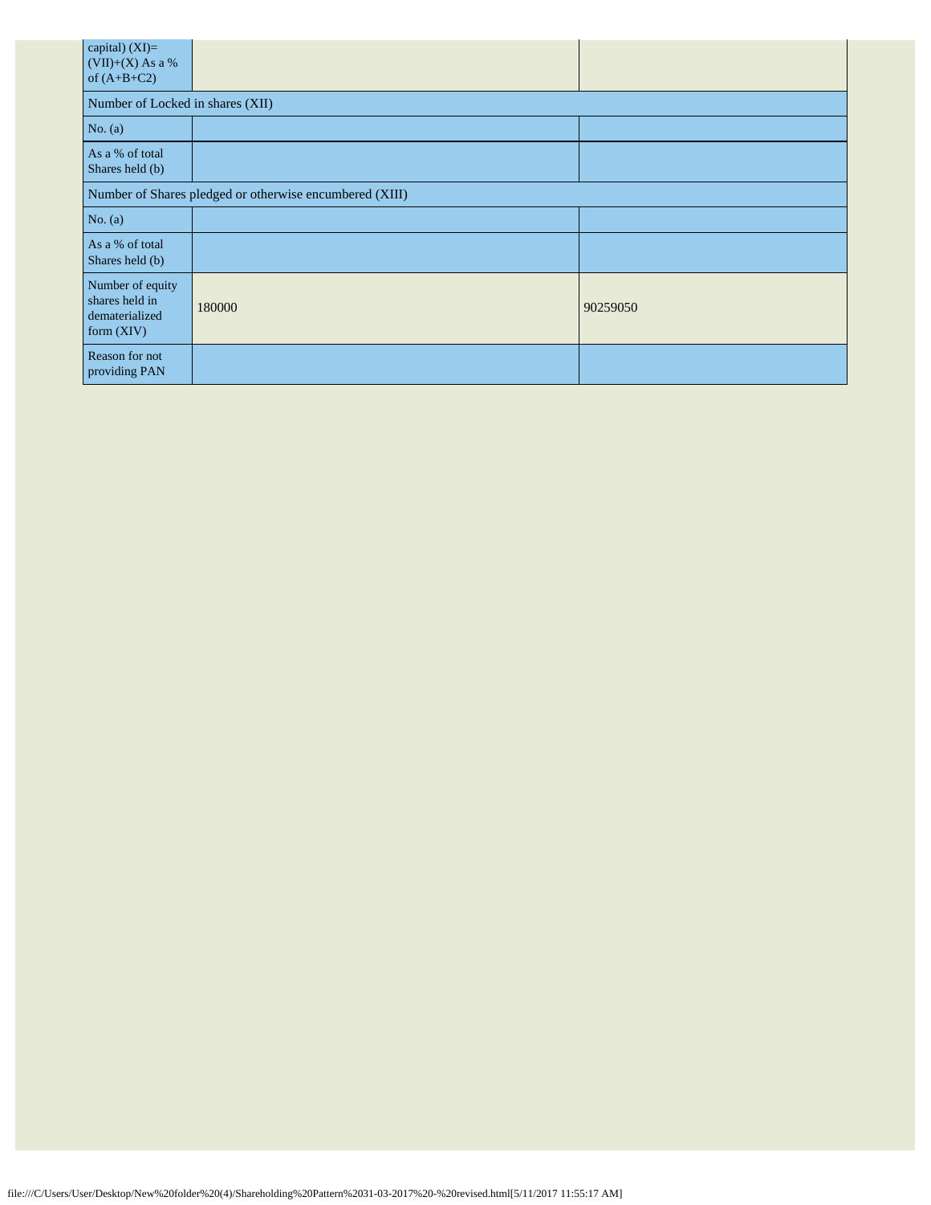| capital) (XI)= (VII)+(X) As a % of (A+B+C2) | | |
|---|---|---|
| Number of Locked in shares (XII) | | |
| No. (a) | | |
| As a % of total Shares held (b) | | |
| Number of Shares pledged or otherwise encumbered (XIII) | | |
| No. (a) | | |
| As a % of total Shares held (b) | | |
| Number of equity shares held in dematerialized form (XIV) | 180000 | 90259050 |
| Reason for not providing PAN | | |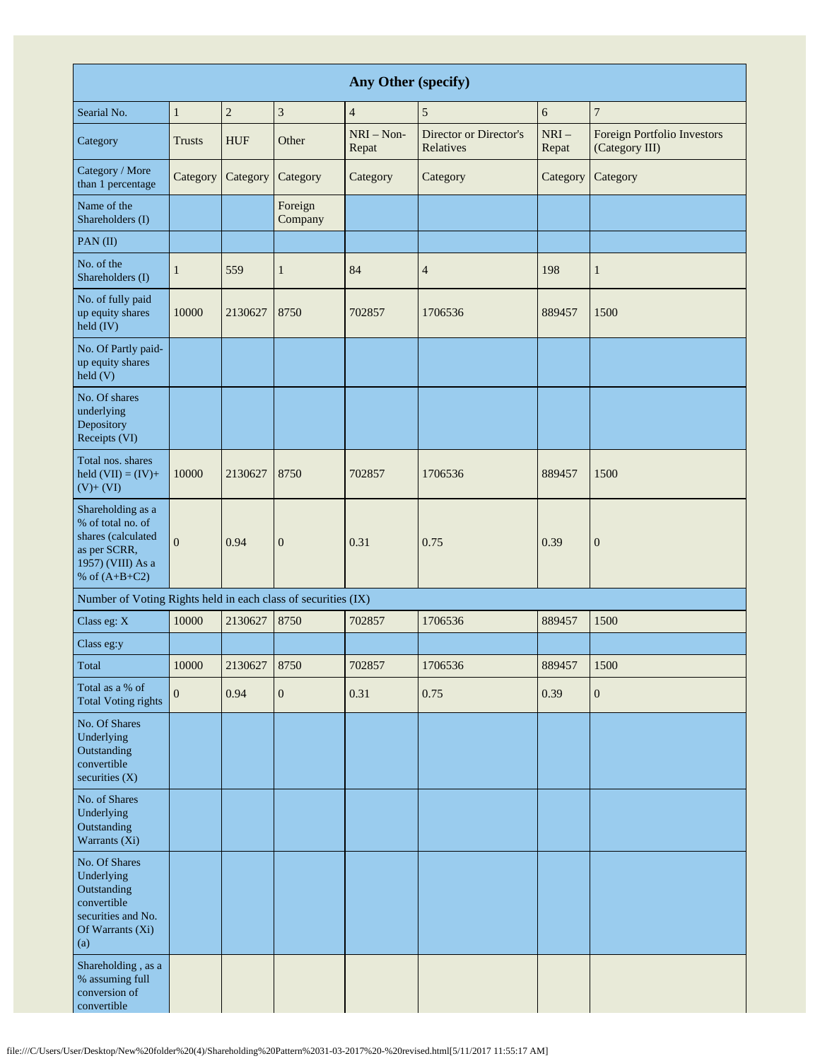| Any Other (specify) | | | | | | | |
|---|---|---|---|---|---|---|---|
| Searial No. | 1 | 2 | 3 | 4 | 5 | 6 | 7 |
| Category | Trusts | HUF | Other | NRI – Non-Repat | Director or Director's Relatives | NRI – Repat | Foreign Portfolio Investors (Category III) |
| Category / More than 1 percentage | Category | Category | Category | Category | Category | Category | Category |
| Name of the Shareholders (I) | | | Foreign Company | | | | |
| PAN (II) | | | | | | | |
| No. of the Shareholders (I) | 1 | 559 | 1 | 84 | 4 | 198 | 1 |
| No. of fully paid up equity shares held (IV) | 10000 | 2130627 | 8750 | 702857 | 1706536 | 889457 | 1500 |
| No. Of Partly paid-up equity shares held (V) | | | | | | | |
| No. Of shares underlying Depository Receipts (VI) | | | | | | | |
| Total nos. shares held (VII) = (IV)+ (V)+ (VI) | 10000 | 2130627 | 8750 | 702857 | 1706536 | 889457 | 1500 |
| Shareholding as a % of total no. of shares (calculated as per SCRR, 1957) (VIII) As a % of (A+B+C2) | 0 | 0.94 | 0 | 0.31 | 0.75 | 0.39 | 0 |
| Number of Voting Rights held in each class of securities (IX) | | | | | | | |
| Class eg: X | 10000 | 2130627 | 8750 | 702857 | 1706536 | 889457 | 1500 |
| Class eg:y | | | | | | | |
| Total | 10000 | 2130627 | 8750 | 702857 | 1706536 | 889457 | 1500 |
| Total as a % of Total Voting rights | 0 | 0.94 | 0 | 0.31 | 0.75 | 0.39 | 0 |
| No. Of Shares Underlying Outstanding convertible securities (X) | | | | | | | |
| No. of Shares Underlying Outstanding Warrants (Xi) | | | | | | | |
| No. Of Shares Underlying Outstanding convertible securities and No. Of Warrants (Xi) (a) | | | | | | | |
| Shareholding , as a % assuming full conversion of convertible | | | | | | | |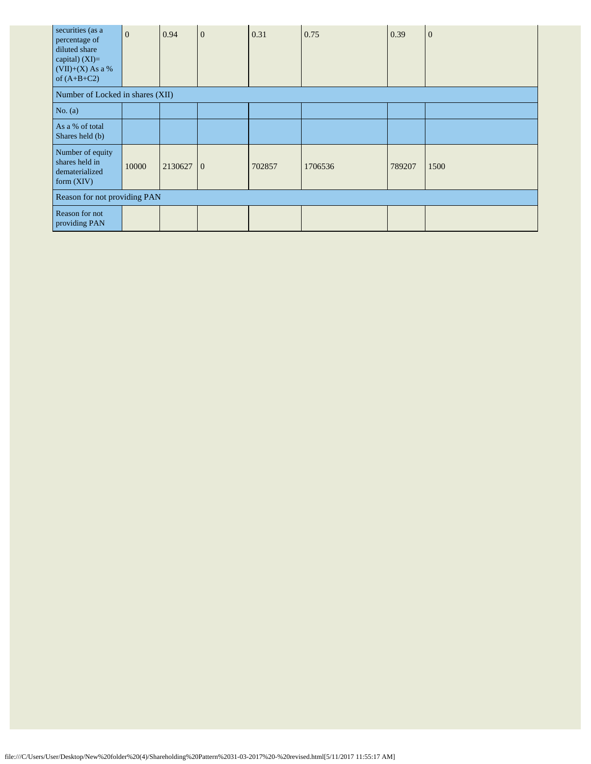| securities (as a percentage of diluted share capital) (XI)= (VII)+(X) As a % of (A+B+C2) | 0 | 0.94 | 0 | 0.31 | 0.75 | 0.39 | 0 |
|---|---|---|---|---|---|---|---|
| Number of Locked in shares (XII) | | | | | | | |
| No. (a) | | | | | | | |
| As a % of total Shares held (b) | | | | | | | |
| Number of equity shares held in dematerialized form (XIV) | 10000 | 2130627 | 0 | 702857 | 1706536 | 789207 | 1500 |
| Reason for not providing PAN | | | | | | | |
| Reason for not providing PAN | | | | | | | |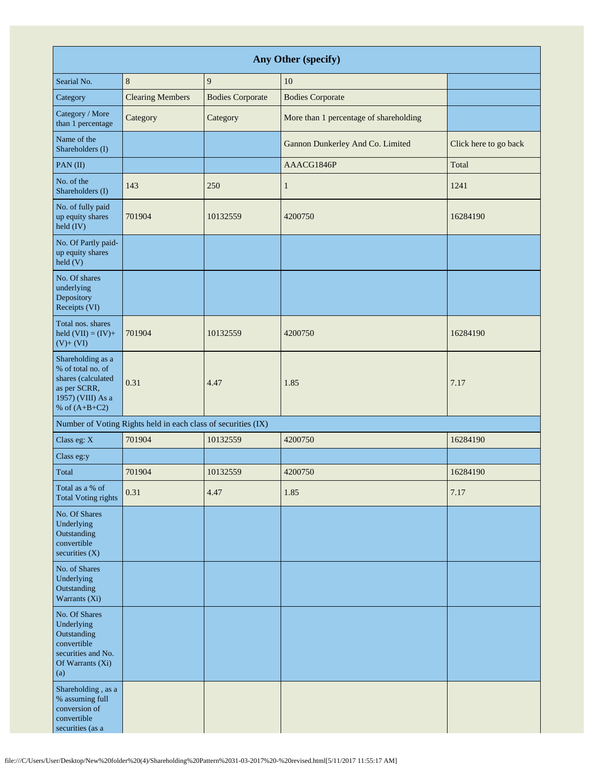| Any Other (specify) | | | | |
|---|---|---|---|---|
| Searial No. | 8 | 9 | 10 | |
| Category | Clearing Members | Bodies Corporate | Bodies Corporate | |
| Category / More than 1 percentage | Category | Category | More than 1 percentage of shareholding | |
| Name of the Shareholders (I) | | | Gannon Dunkerley And Co. Limited | Click here to go back |
| PAN (II) | | | AAACG1846P | Total |
| No. of the Shareholders (I) | 143 | 250 | 1 | 1241 |
| No. of fully paid up equity shares held (IV) | 701904 | 10132559 | 4200750 | 16284190 |
| No. Of Partly paid-up equity shares held (V) | | | | |
| No. Of shares underlying Depository Receipts (VI) | | | | |
| Total nos. shares held (VII) = (IV)+ (V)+ (VI) | 701904 | 10132559 | 4200750 | 16284190 |
| Shareholding as a % of total no. of shares (calculated as per SCRR, 1957) (VIII) As a % of (A+B+C2) | 0.31 | 4.47 | 1.85 | 7.17 |
| Number of Voting Rights held in each class of securities (IX) | | | | |
| Class eg: X | 701904 | 10132559 | 4200750 | 16284190 |
| Class eg:y | | | | |
| Total | 701904 | 10132559 | 4200750 | 16284190 |
| Total as a % of Total Voting rights | 0.31 | 4.47 | 1.85 | 7.17 |
| No. Of Shares Underlying Outstanding convertible securities (X) | | | | |
| No. of Shares Underlying Outstanding Warrants (Xi) | | | | |
| No. Of Shares Underlying Outstanding convertible securities and No. Of Warrants (Xi) (a) | | | | |
| Shareholding , as a % assuming full conversion of convertible securities (as a | | | | |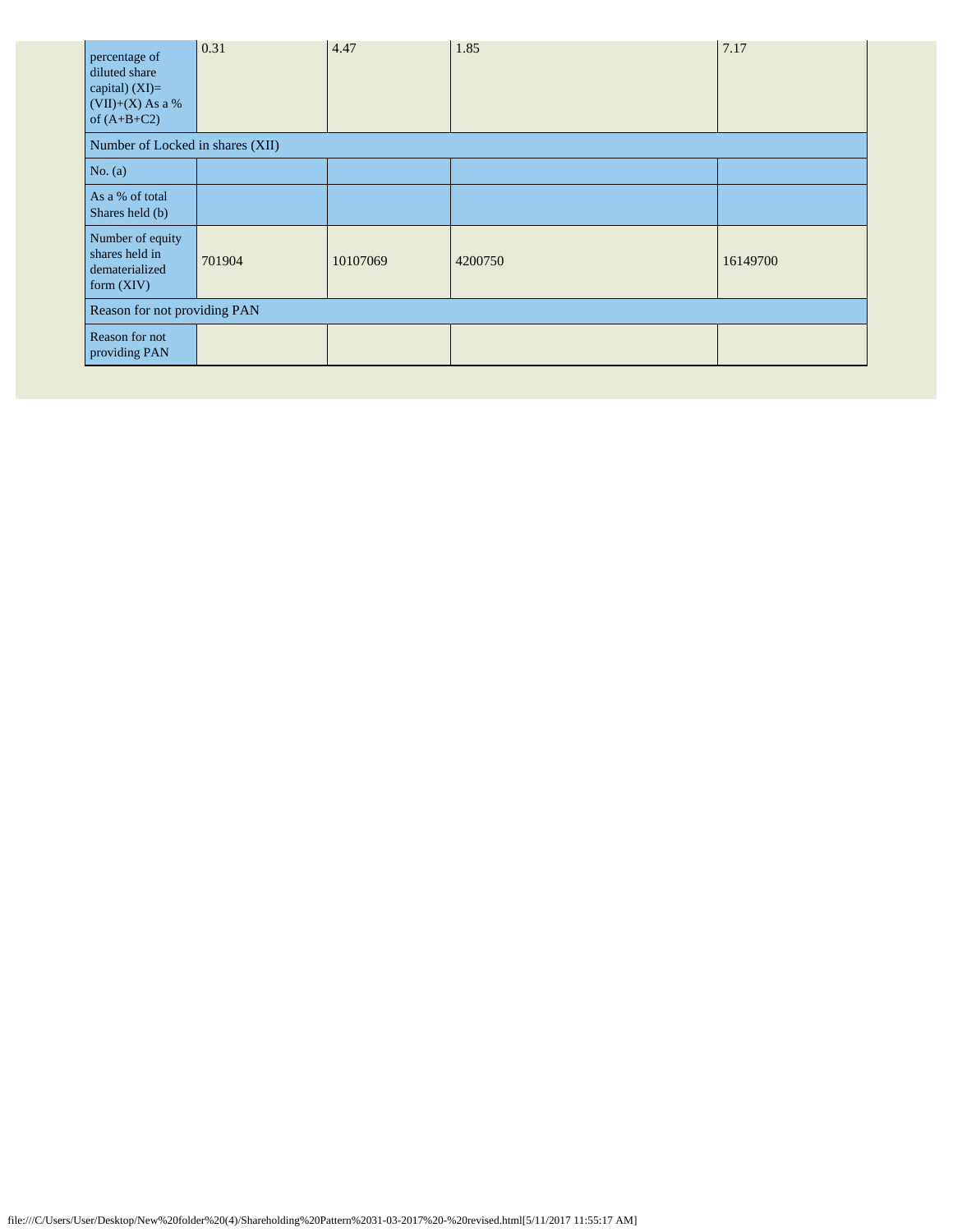| | | | | |
|---|---|---|---|---|
| percentage of diluted share capital) (XI)= (VII)+(X) As a % of (A+B+C2) | 0.31 | 4.47 | 1.85 | 7.17 |
| Number of Locked in shares (XII) | | | | |
| No. (a) | | | | |
| As a % of total Shares held (b) | | | | |
| Number of equity shares held in dematerialized form (XIV) | 701904 | 10107069 | 4200750 | 16149700 |
| Reason for not providing PAN | | | | |
| Reason for not providing PAN | | | | |